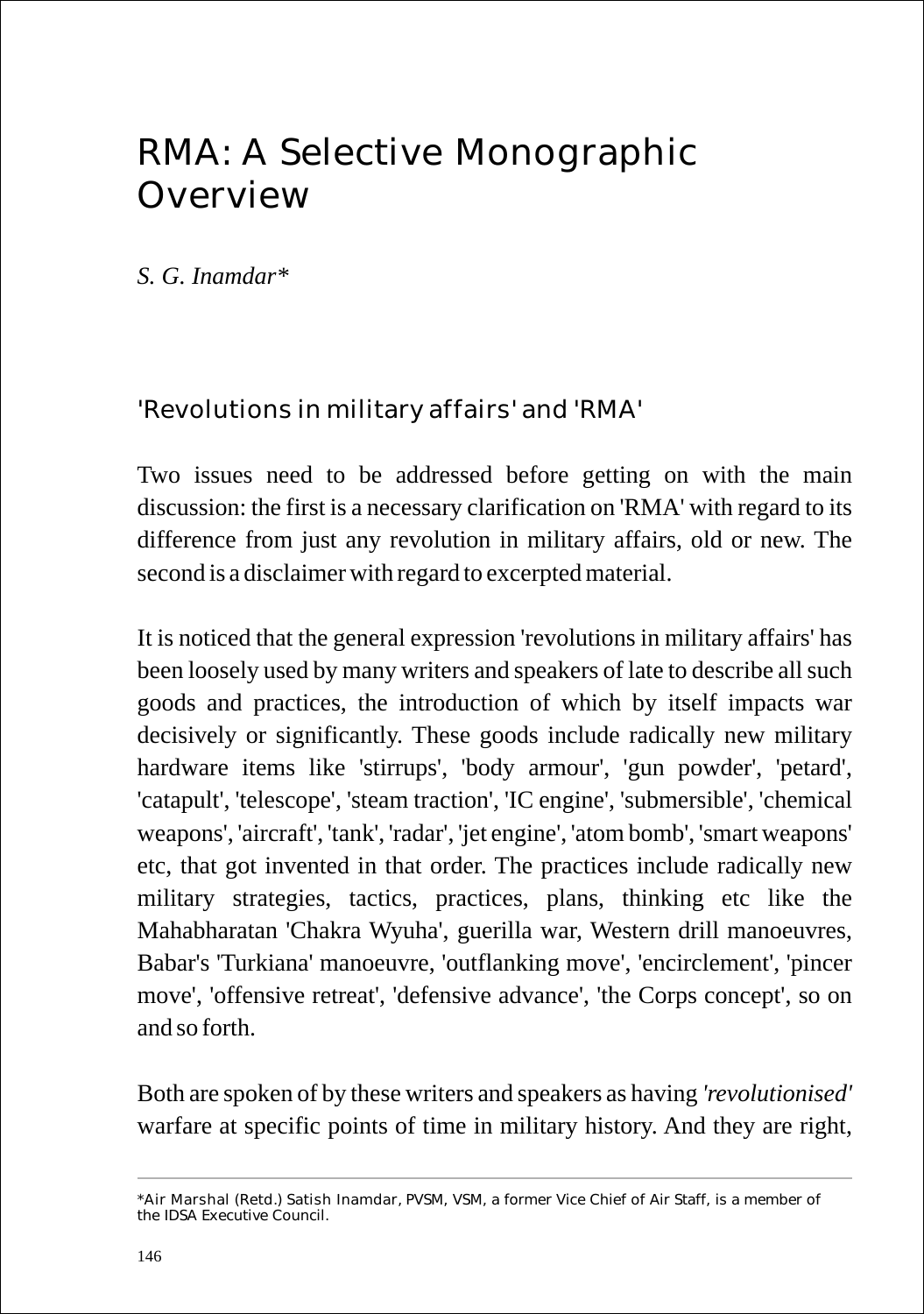# RMA: A Selective Monographic Overview

*S. G. Inamdar\**

## 'Revolutions in military affairs' and 'RMA'

Two issues need to be addressed before getting on with the main discussion: the first is a necessary clarification on 'RMA' with regard to its difference from just any revolution in military affairs, old or new. The second is a disclaimer with regard to excerpted material.

It is noticed that the general expression 'revolutions in military affairs' has been loosely used by many writers and speakers of late to describe all such goods and practices, the introduction of which by itself impacts war decisively or significantly. These goods include radically new military hardware items like 'stirrups', 'body armour', 'gun powder', 'petard', 'catapult', 'telescope', 'steam traction', 'IC engine', 'submersible', 'chemical weapons', 'aircraft', 'tank', 'radar', 'jet engine', 'atom bomb', 'smart weapons' etc, that got invented in that order. The practices include radically new military strategies, tactics, practices, plans, thinking etc like the Mahabharatan 'Chakra Wyuha', guerilla war, Western drill manoeuvres, Babar's 'Turkiana' manoeuvre, 'outflanking move', 'encirclement', 'pincer move', 'offensive retreat', 'defensive advance', 'the Corps concept', so on and so forth.

Both are spoken of by these writers and speakers as having *'revolutionised'* warfare at specific points of time in military history. And they are right,

---

\*Air Marshal (Retd.) Satish Inamdar, PVSM, VSM, a former Vice Chief of Air Staff, is a member of the IDSA Executive Council.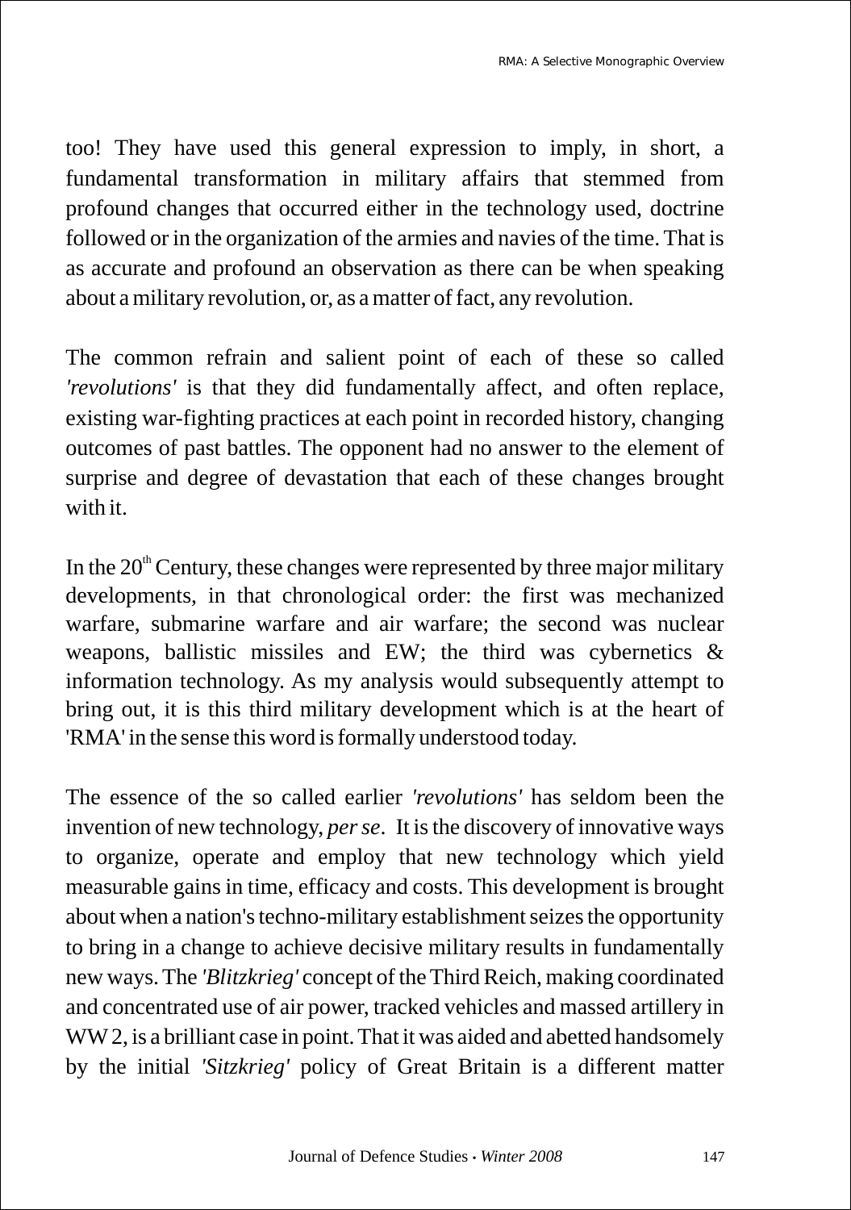too! They have used this general expression to imply, in short, a fundamental transformation in military affairs that stemmed from profound changes that occurred either in the technology used, doctrine followed or in the organization of the armies and navies of the time. That is as accurate and profound an observation as there can be when speaking about a military revolution, or, as a matter of fact, any revolution.

The common refrain and salient point of each of these so called *'revolutions'* is that they did fundamentally affect, and often replace, existing war-fighting practices at each point in recorded history, changing outcomes of past battles. The opponent had no answer to the element of surprise and degree of devastation that each of these changes brought with it.

In the $20^{th}$ Century, these changes were represented by three major military developments, in that chronological order: the first was mechanized warfare, submarine warfare and air warfare; the second was nuclear weapons, ballistic missiles and EW; the third was cybernetics & information technology. As my analysis would subsequently attempt to bring out, it is this third military development which is at the heart of 'RMA' in the sense this word is formally understood today.

The essence of the so called earlier *'revolutions'* has seldom been the invention of new technology, *per se*. It is the discovery of innovative ways to organize, operate and employ that new technology which yield measurable gains in time, efficacy and costs. This development is brought about when a nation's techno-military establishment seizes the opportunity to bring in a change to achieve decisive military results in fundamentally new ways. The *'Blitzkrieg'* concept of the Third Reich, making coordinated and concentrated use of air power, tracked vehicles and massed artillery in WW 2, is a brilliant case in point. That it was aided and abetted handsomely by the initial *'Sitzkrieg'* policy of Great Britain is a different matter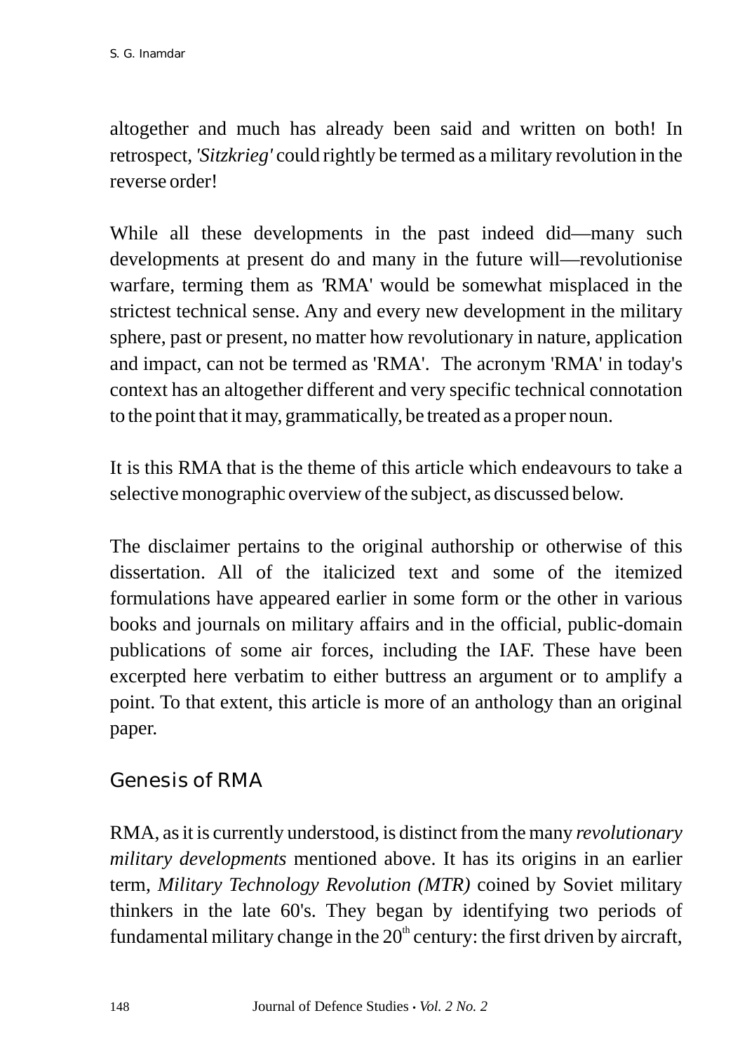altogether and much has already been said and written on both! In retrospect, *'Sitzkrieg'* could rightly be termed as a military revolution in the reverse order!

While all these developments in the past indeed did—many such developments at present do and many in the future will—revolutionise warfare, terming them as 'RMA' would be somewhat misplaced in the strictest technical sense. Any and every new development in the military sphere, past or present, no matter how revolutionary in nature, application and impact, can not be termed as 'RMA'. The acronym 'RMA' in today's context has an altogether different and very specific technical connotation to the point that it may, grammatically, be treated as a proper noun.

It is this RMA that is the theme of this article which endeavours to take a selective monographic overview of the subject, as discussed below.

The disclaimer pertains to the original authorship or otherwise of this dissertation. All of the italicized text and some of the itemized formulations have appeared earlier in some form or the other in various books and journals on military affairs and in the official, public-domain publications of some air forces, including the IAF. These have been excerpted here verbatim to either buttress an argument or to amplify a point. To that extent, this article is more of an anthology than an original paper.

## Genesis of RMA

RMA, as it is currently understood, is distinct from the many *revolutionary military developments* mentioned above. It has its origins in an earlier term, *Military Technology Revolution (MTR)* coined by Soviet military thinkers in the late 60's. They began by identifying two periods of fundamental military change in the 20th century: the first driven by aircraft,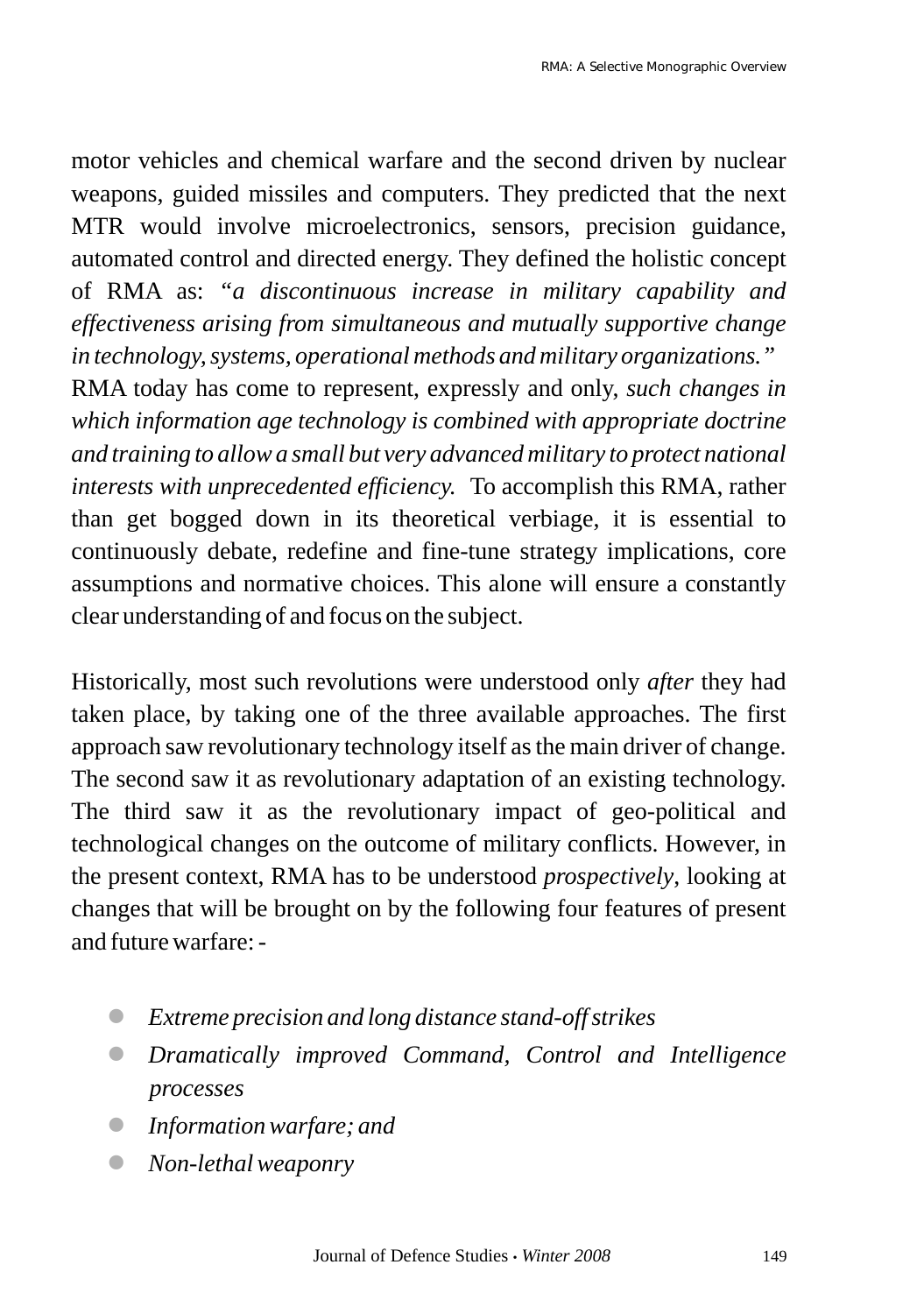motor vehicles and chemical warfare and the second driven by nuclear weapons, guided missiles and computers. They predicted that the next MTR would involve microelectronics, sensors, precision guidance, automated control and directed energy. They defined the holistic concept of RMA as: "*a discontinuous increase in military capability and effectiveness arising from simultaneous and mutually supportive change in technology, systems, operational methods and military organizations.*"

RMA today has come to represent, expressly and only, *such changes in which information age technology is combined with appropriate doctrine and training to allow a small but very advanced military to protect national interests with unprecedented efficiency.* To accomplish this RMA, rather than get bogged down in its theoretical verbiage, it is essential to continuously debate, redefine and fine-tune strategy implications, core assumptions and normative choices. This alone will ensure a constantly clear understanding of and focus on the subject.

Historically, most such revolutions were understood only *after* they had taken place, by taking one of the three available approaches. The first approach saw revolutionary technology itself as the main driver of change. The second saw it as revolutionary adaptation of an existing technology. The third saw it as the revolutionary impact of geo-political and technological changes on the outcome of military conflicts. However, in the present context, RMA has to be understood *prospectively*, looking at changes that will be brought on by the following four features of present and future warfare: -

- *Extreme precision and long distance stand-off strikes*
- *Dramatically improved Command, Control and Intelligence processes*
- *Information warfare; and*
- *Non-lethal weaponry*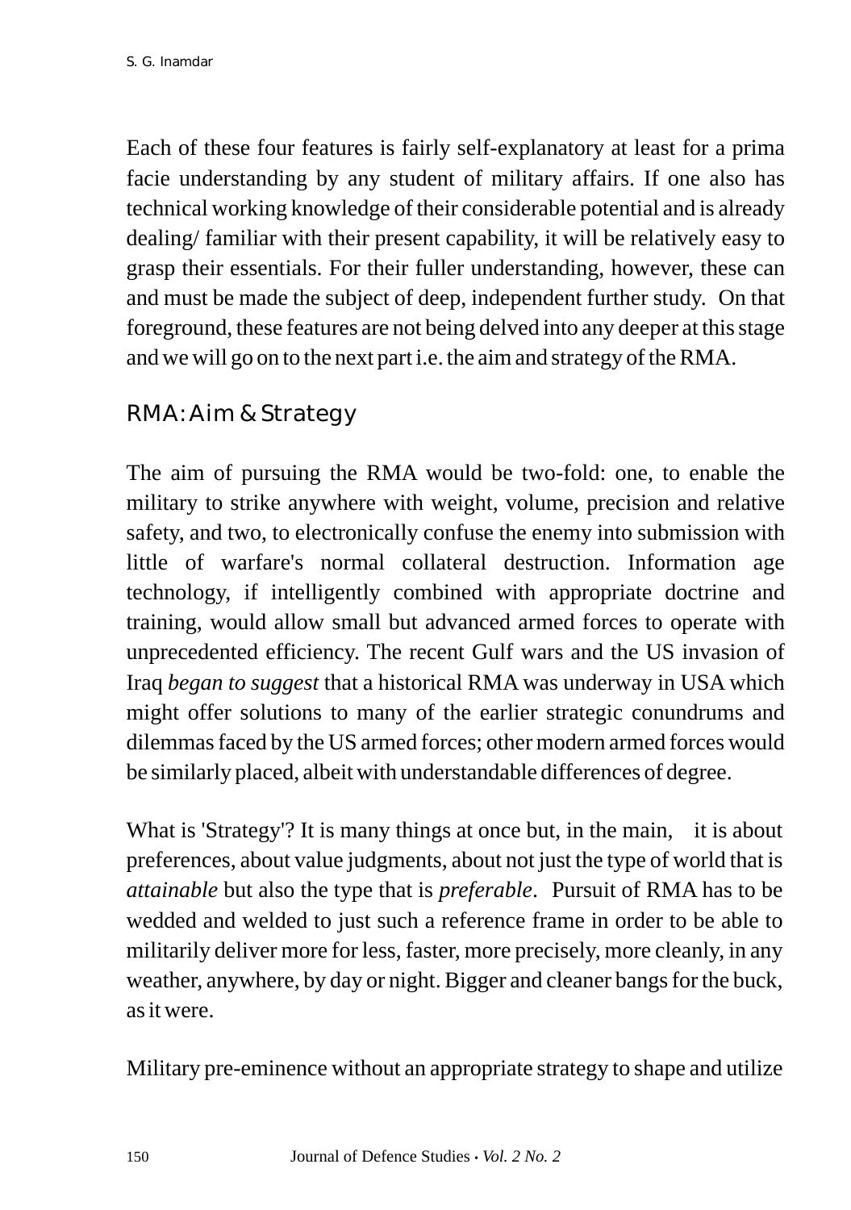Each of these four features is fairly self-explanatory at least for a prima facie understanding by any student of military affairs. If one also has technical working knowledge of their considerable potential and is already dealing/ familiar with their present capability, it will be relatively easy to grasp their essentials. For their fuller understanding, however, these can and must be made the subject of deep, independent further study. On that foreground, these features are not being delved into any deeper at this stage and we will go on to the next part i.e. the aim and strategy of the RMA.

## RMA: Aim & Strategy

The aim of pursuing the RMA would be two-fold: one, to enable the military to strike anywhere with weight, volume, precision and relative safety, and two, to electronically confuse the enemy into submission with little of warfare's normal collateral destruction. Information age technology, if intelligently combined with appropriate doctrine and training, would allow small but advanced armed forces to operate with unprecedented efficiency. The recent Gulf wars and the US invasion of Iraq *began to suggest* that a historical RMA was underway in USA which might offer solutions to many of the earlier strategic conundrums and dilemmas faced by the US armed forces; other modern armed forces would be similarly placed, albeit with understandable differences of degree.

What is 'Strategy'? It is many things at once but, in the main, it is about preferences, about value judgments, about not just the type of world that is *attainable* but also the type that is *preferable*. Pursuit of RMA has to be wedded and welded to just such a reference frame in order to be able to militarily deliver more for less, faster, more precisely, more cleanly, in any weather, anywhere, by day or night. Bigger and cleaner bangs for the buck, as it were.

Military pre-eminence without an appropriate strategy to shape and utilize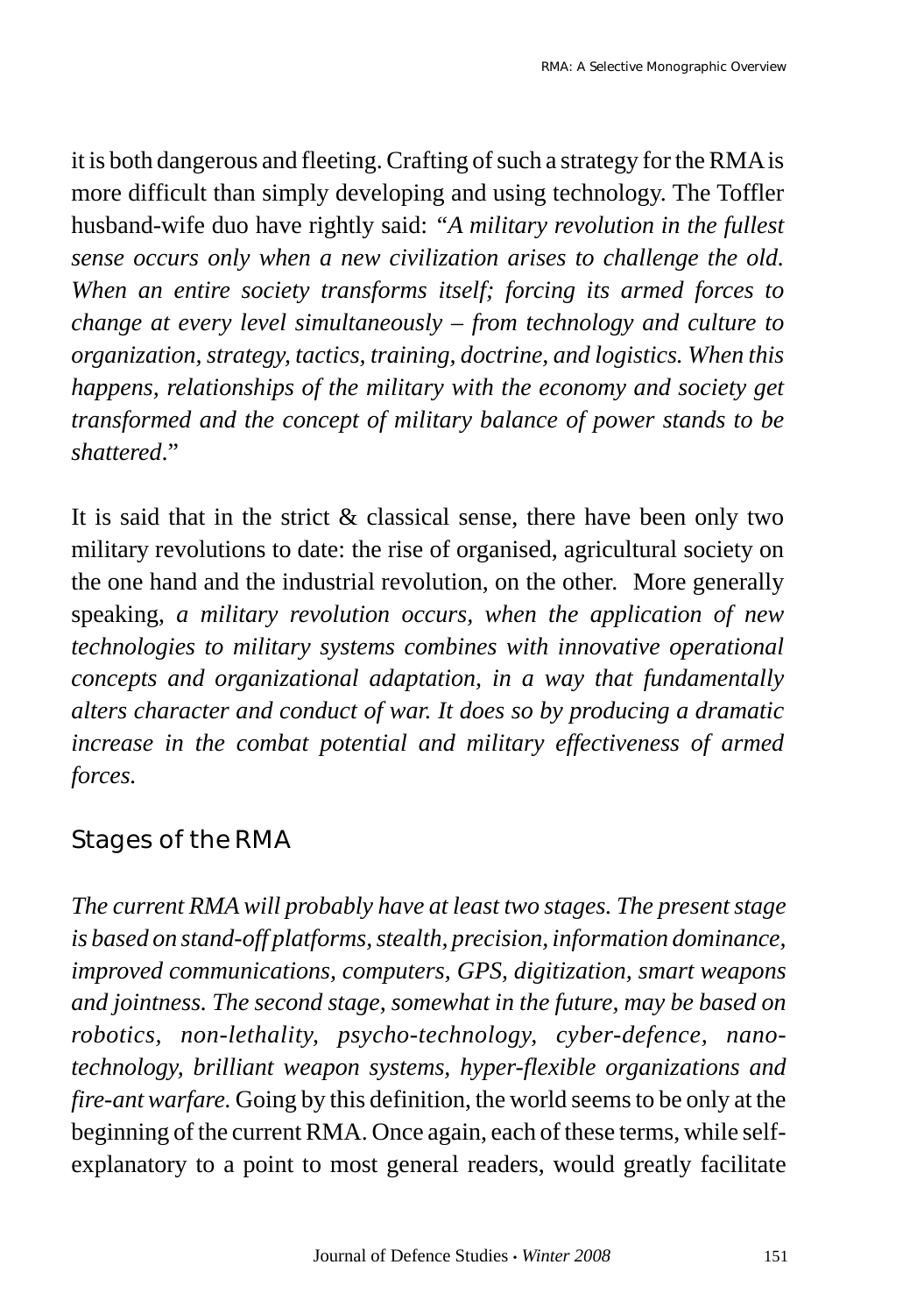it is both dangerous and fleeting. Crafting of such a strategy for the RMA is more difficult than simply developing and using technology. The Toffler husband-wife duo have rightly said: *"A military revolution in the fullest sense occurs only when a new civilization arises to challenge the old. When an entire society transforms itself; forcing its armed forces to change at every level simultaneously – from technology and culture to organization, strategy, tactics, training, doctrine, and logistics. When this happens, relationships of the military with the economy and society get transformed and the concept of military balance of power stands to be shattered.*"

It is said that in the strict & classical sense, there have been only two military revolutions to date: the rise of organised, agricultural society on the one hand and the industrial revolution, on the other. More generally speaking, *a military revolution occurs, when the application of new technologies to military systems combines with innovative operational concepts and organizational adaptation, in a way that fundamentally alters character and conduct of war. It does so by producing a dramatic increase in the combat potential and military effectiveness of armed forces.*

## Stages of the RMA

*The current RMA will probably have at least two stages. The present stage is based on stand-off platforms, stealth, precision, information dominance, improved communications, computers, GPS, digitization, smart weapons and jointness. The second stage, somewhat in the future, may be based on robotics, non-lethality, psycho-technology, cyber-defence, nano-technology, brilliant weapon systems, hyper-flexible organizations and fire-ant warfare.* Going by this definition, the world seems to be only at the beginning of the current RMA. Once again, each of these terms, while self-explanatory to a point to most general readers, would greatly facilitate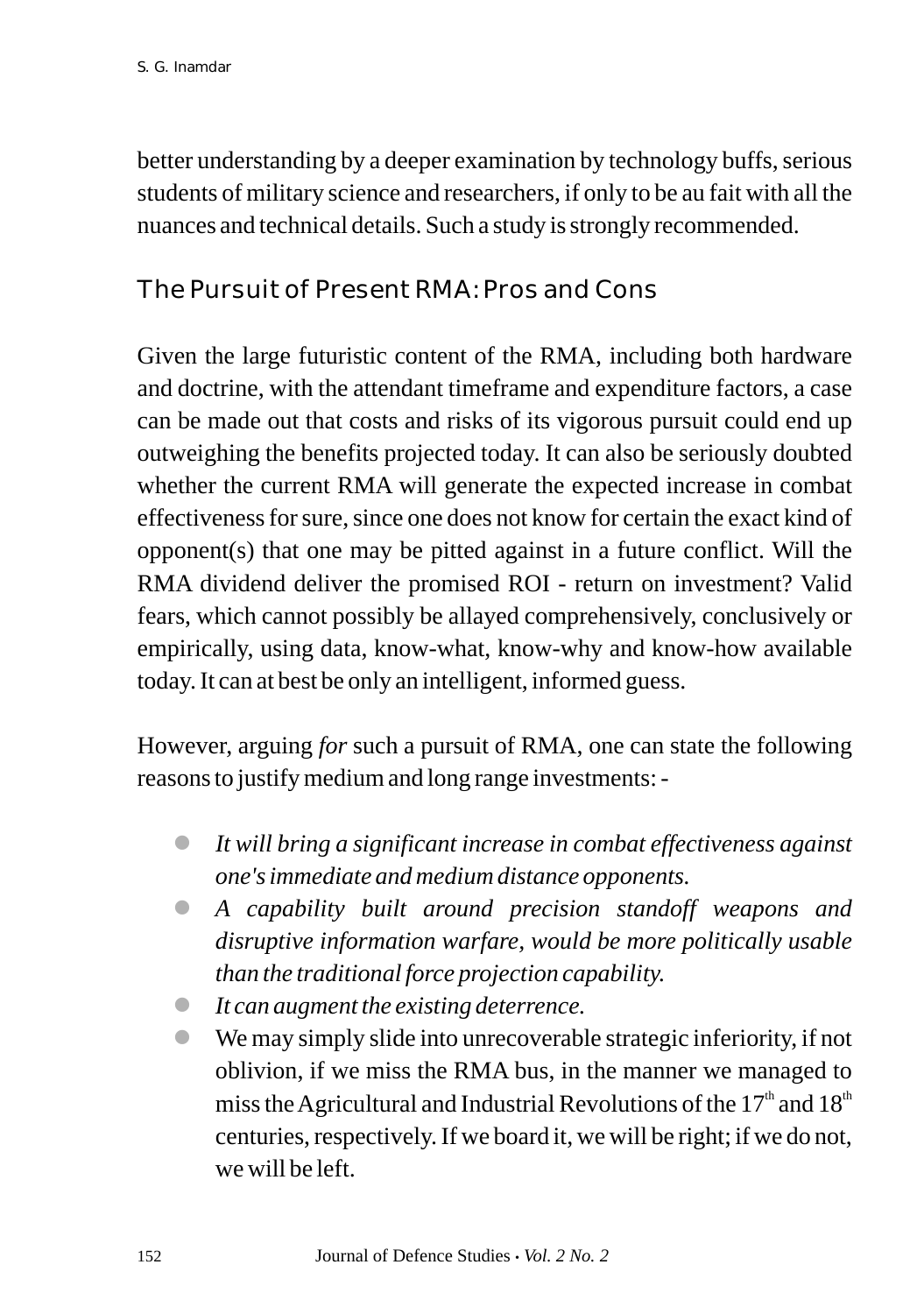better understanding by a deeper examination by technology buffs, serious students of military science and researchers, if only to be au fait with all the nuances and technical details. Such a study is strongly recommended.

## The Pursuit of Present RMA: Pros and Cons

Given the large futuristic content of the RMA, including both hardware and doctrine, with the attendant timeframe and expenditure factors, a case can be made out that costs and risks of its vigorous pursuit could end up outweighing the benefits projected today. It can also be seriously doubted whether the current RMA will generate the expected increase in combat effectiveness for sure, since one does not know for certain the exact kind of opponent(s) that one may be pitted against in a future conflict. Will the RMA dividend deliver the promised ROI - return on investment? Valid fears, which cannot possibly be allayed comprehensively, conclusively or empirically, using data, know-what, know-why and know-how available today. It can at best be only an intelligent, informed guess.

However, arguing *for* such a pursuit of RMA, one can state the following reasons to justify medium and long range investments: -

- *It will bring a significant increase in combat effectiveness against one's immediate and medium distance opponents.*
- *A capability built around precision standoff weapons and disruptive information warfare, would be more politically usable than the traditional force projection capability.*
- *It can augment the existing deterrence.*
- We may simply slide into unrecoverable strategic inferiority, if not oblivion, if we miss the RMA bus, in the manner we managed to miss the Agricultural and Industrial Revolutions of the 17th and 18th centuries, respectively. If we board it, we will be right; if we do not, we will be left.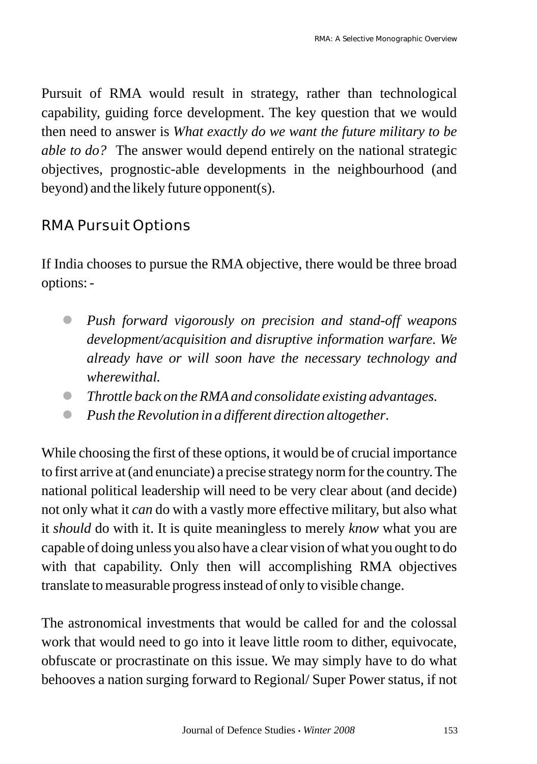Pursuit of RMA would result in strategy, rather than technological capability, guiding force development. The key question that we would then need to answer is *What exactly do we want the future military to be able to do?* The answer would depend entirely on the national strategic objectives, prognostic-able developments in the neighbourhood (and beyond) and the likely future opponent(s).

## RMA Pursuit Options

If India chooses to pursue the RMA objective, there would be three broad options: -

- *Push forward vigorously on precision and stand-off weapons development/acquisition and disruptive information warfare. We already have or will soon have the necessary technology and wherewithal.*
- *Throttle back on the RMA and consolidate existing advantages.*
- *Push the Revolution in a different direction altogether.*

While choosing the first of these options, it would be of crucial importance to first arrive at (and enunciate) a precise strategy norm for the country. The national political leadership will need to be very clear about (and decide) not only what it *can* do with a vastly more effective military, but also what it *should* do with it. It is quite meaningless to merely *know* what you are capable of doing unless you also have a clear vision of what you ought to do with that capability. Only then will accomplishing RMA objectives translate to measurable progress instead of only to visible change.

The astronomical investments that would be called for and the colossal work that would need to go into it leave little room to dither, equivocate, obfuscate or procrastinate on this issue. We may simply have to do what behooves a nation surging forward to Regional/ Super Power status, if not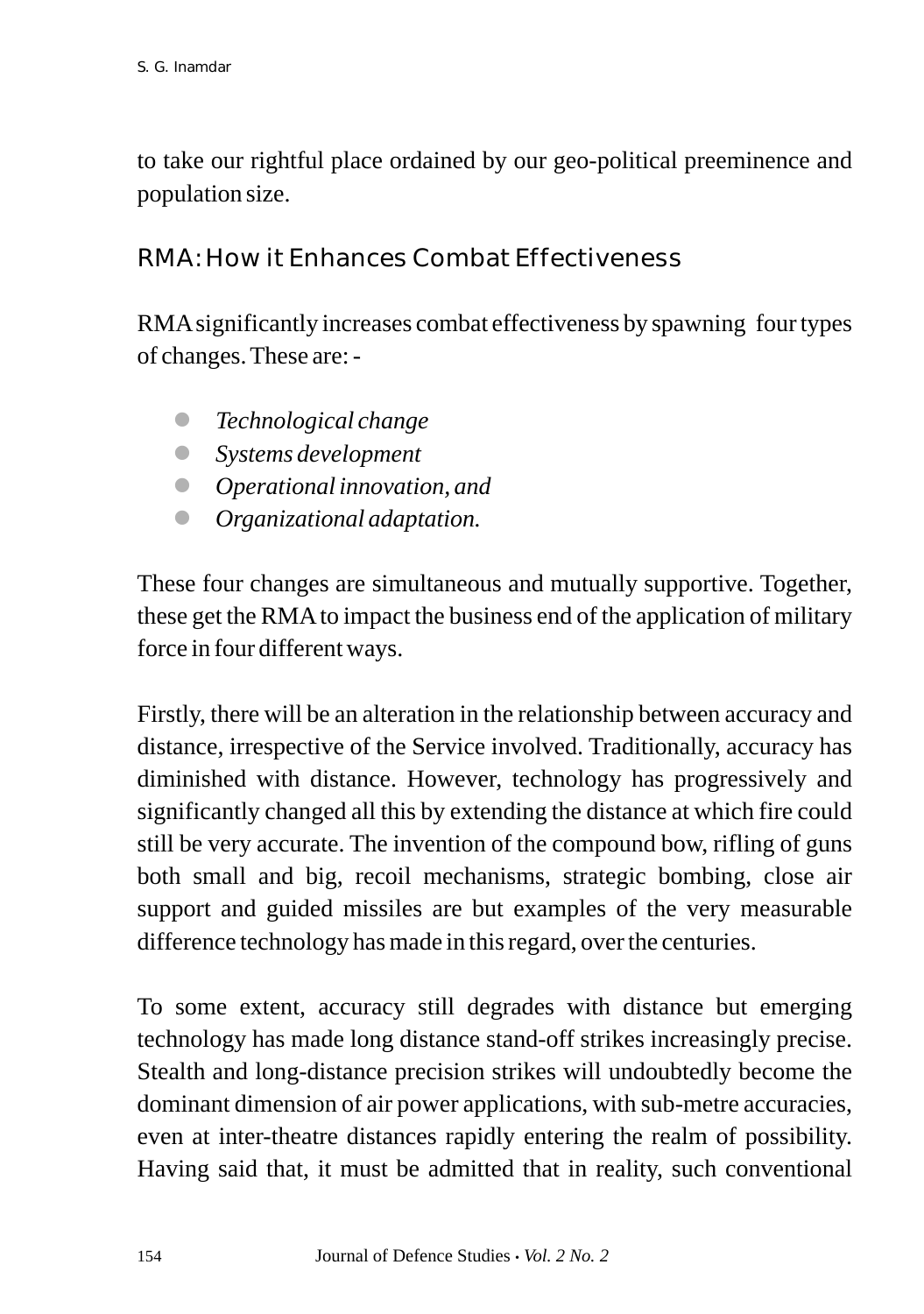to take our rightful place ordained by our geo-political preeminence and population size.

## RMA: How it Enhances Combat Effectiveness

RMA significantly increases combat effectiveness by spawning four types of changes. These are: -

- *Technological change*
- *Systems development*
- *Operational innovation, and*
- *Organizational adaptation.*

These four changes are simultaneous and mutually supportive. Together, these get the RMA to impact the business end of the application of military force in four different ways.

Firstly, there will be an alteration in the relationship between accuracy and distance, irrespective of the Service involved. Traditionally, accuracy has diminished with distance. However, technology has progressively and significantly changed all this by extending the distance at which fire could still be very accurate. The invention of the compound bow, rifling of guns both small and big, recoil mechanisms, strategic bombing, close air support and guided missiles are but examples of the very measurable difference technology has made in this regard, over the centuries.

To some extent, accuracy still degrades with distance but emerging technology has made long distance stand-off strikes increasingly precise. Stealth and long-distance precision strikes will undoubtedly become the dominant dimension of air power applications, with sub-metre accuracies, even at inter-theatre distances rapidly entering the realm of possibility. Having said that, it must be admitted that in reality, such conventional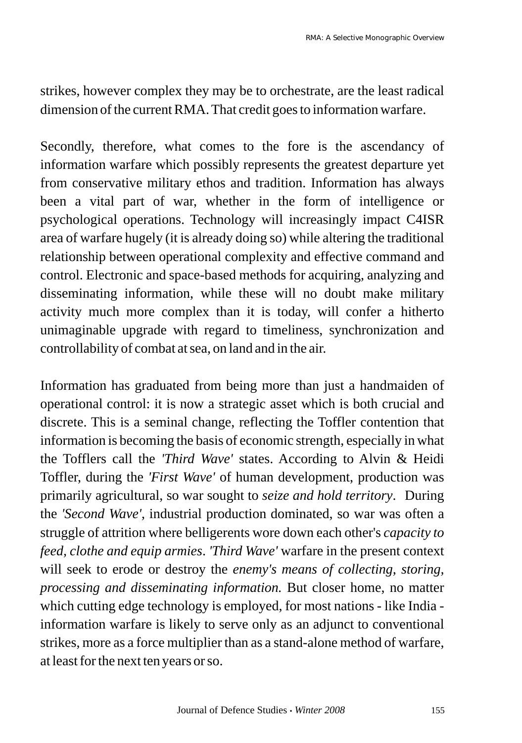strikes, however complex they may be to orchestrate, are the least radical dimension of the current RMA. That credit goes to information warfare.

Secondly, therefore, what comes to the fore is the ascendancy of information warfare which possibly represents the greatest departure yet from conservative military ethos and tradition. Information has always been a vital part of war, whether in the form of intelligence or psychological operations. Technology will increasingly impact C4ISR area of warfare hugely (it is already doing so) while altering the traditional relationship between operational complexity and effective command and control. Electronic and space-based methods for acquiring, analyzing and disseminating information, while these will no doubt make military activity much more complex than it is today, will confer a hitherto unimaginable upgrade with regard to timeliness, synchronization and controllability of combat at sea, on land and in the air.

Information has graduated from being more than just a handmaiden of operational control: it is now a strategic asset which is both crucial and discrete. This is a seminal change, reflecting the Toffler contention that information is becoming the basis of economic strength, especially in what the Tofflers call the *'Third Wave'* states. According to Alvin & Heidi Toffler, during the *'First Wave'* of human development, production was primarily agricultural, so war sought to *seize and hold territory*. During the *'Second Wave'*, industrial production dominated, so war was often a struggle of attrition where belligerents wore down each other's *capacity to feed, clothe and equip armies*. *'Third Wave'* warfare in the present context will seek to erode or destroy the *enemy's means of collecting, storing, processing and disseminating information.* But closer home, no matter which cutting edge technology is employed, for most nations - like India - information warfare is likely to serve only as an adjunct to conventional strikes, more as a force multiplier than as a stand-alone method of warfare, at least for the next ten years or so.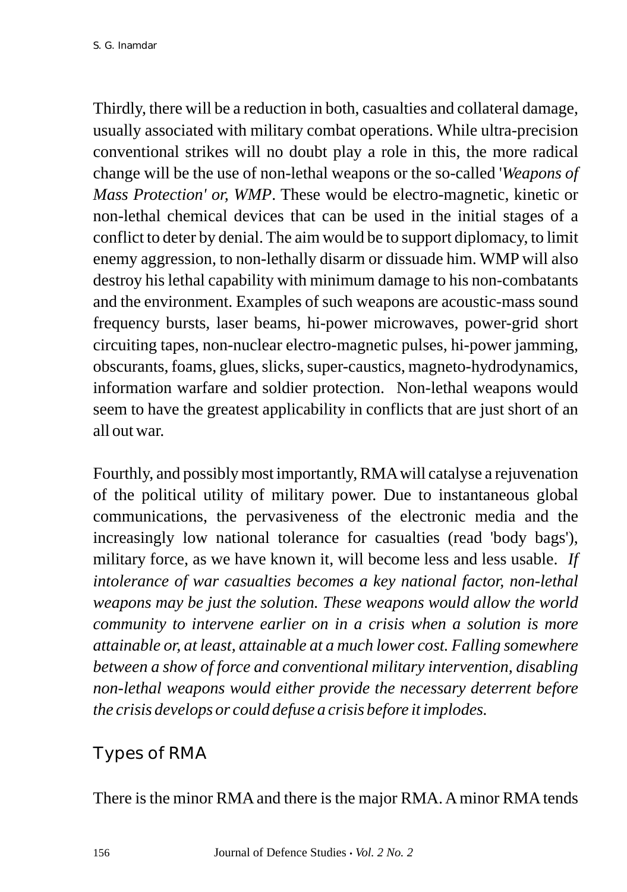Thirdly, there will be a reduction in both, casualties and collateral damage, usually associated with military combat operations. While ultra-precision conventional strikes will no doubt play a role in this, the more radical change will be the use of non-lethal weapons or the so-called '*Weapons of Mass Protection' or, WMP*. These would be electro-magnetic, kinetic or non-lethal chemical devices that can be used in the initial stages of a conflict to deter by denial. The aim would be to support diplomacy, to limit enemy aggression, to non-lethally disarm or dissuade him. WMP will also destroy his lethal capability with minimum damage to his non-combatants and the environment. Examples of such weapons are acoustic-mass sound frequency bursts, laser beams, hi-power microwaves, power-grid short circuiting tapes, non-nuclear electro-magnetic pulses, hi-power jamming, obscurants, foams, glues, slicks, super-caustics, magneto-hydrodynamics, information warfare and soldier protection. Non-lethal weapons would seem to have the greatest applicability in conflicts that are just short of an all out war.

Fourthly, and possibly most importantly, RMA will catalyse a rejuvenation of the political utility of military power. Due to instantaneous global communications, the pervasiveness of the electronic media and the increasingly low national tolerance for casualties (read 'body bags'), military force, as we have known it, will become less and less usable. *If intolerance of war casualties becomes a key national factor, non-lethal weapons may be just the solution. These weapons would allow the world community to intervene earlier on in a crisis when a solution is more attainable or, at least, attainable at a much lower cost. Falling somewhere between a show of force and conventional military intervention, disabling non-lethal weapons would either provide the necessary deterrent before the crisis develops or could defuse a crisis before it implodes.*

## Types of RMA

There is the minor RMA and there is the major RMA. A minor RMA tends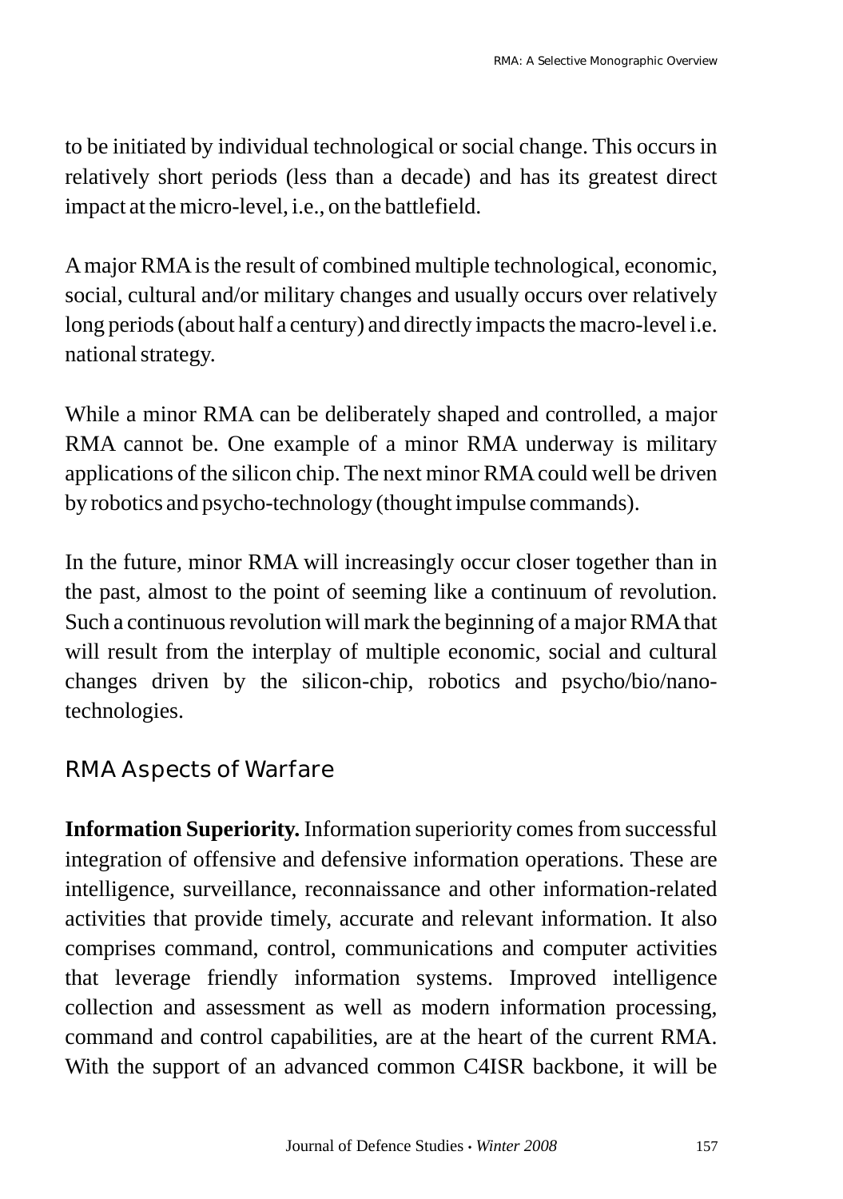to be initiated by individual technological or social change. This occurs in relatively short periods (less than a decade) and has its greatest direct impact at the micro-level, i.e., on the battlefield.

A major RMA is the result of combined multiple technological, economic, social, cultural and/or military changes and usually occurs over relatively long periods (about half a century) and directly impacts the macro-level i.e. national strategy.

While a minor RMA can be deliberately shaped and controlled, a major RMA cannot be. One example of a minor RMA underway is military applications of the silicon chip. The next minor RMA could well be driven by robotics and psycho-technology (thought impulse commands).

In the future, minor RMA will increasingly occur closer together than in the past, almost to the point of seeming like a continuum of revolution. Such a continuous revolution will mark the beginning of a major RMA that will result from the interplay of multiple economic, social and cultural changes driven by the silicon-chip, robotics and psycho/bio/nano-technologies.

## RMA Aspects of Warfare

**Information Superiority.** Information superiority comes from successful integration of offensive and defensive information operations. These are intelligence, surveillance, reconnaissance and other information-related activities that provide timely, accurate and relevant information. It also comprises command, control, communications and computer activities that leverage friendly information systems. Improved intelligence collection and assessment as well as modern information processing, command and control capabilities, are at the heart of the current RMA. With the support of an advanced common C4ISR backbone, it will be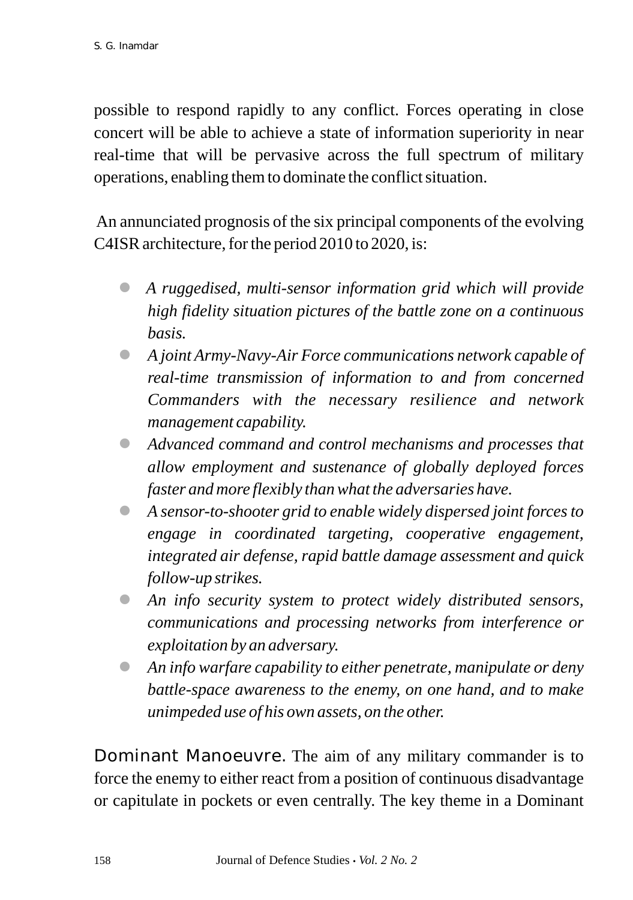possible to respond rapidly to any conflict. Forces operating in close concert will be able to achieve a state of information superiority in near real-time that will be pervasive across the full spectrum of military operations, enabling them to dominate the conflict situation.

An annunciated prognosis of the six principal components of the evolving C4ISR architecture, for the period 2010 to 2020, is:

- *A ruggedised, multi-sensor information grid which will provide high fidelity situation pictures of the battle zone on a continuous basis.*
- *A joint Army-Navy-Air Force communications network capable of real-time transmission of information to and from concerned Commanders with the necessary resilience and network management capability.*
- *Advanced command and control mechanisms and processes that allow employment and sustenance of globally deployed forces faster and more flexibly than what the adversaries have.*
- *A sensor-to-shooter grid to enable widely dispersed joint forces to engage in coordinated targeting, cooperative engagement, integrated air defense, rapid battle damage assessment and quick follow-up strikes.*
- *An info security system to protect widely distributed sensors, communications and processing networks from interference or exploitation by an adversary.*
- *An info warfare capability to either penetrate, manipulate or deny battle-space awareness to the enemy, on one hand, and to make unimpeded use of his own assets, on the other.*

**Dominant Manoeuvre.** The aim of any military commander is to force the enemy to either react from a position of continuous disadvantage or capitulate in pockets or even centrally. The key theme in a Dominant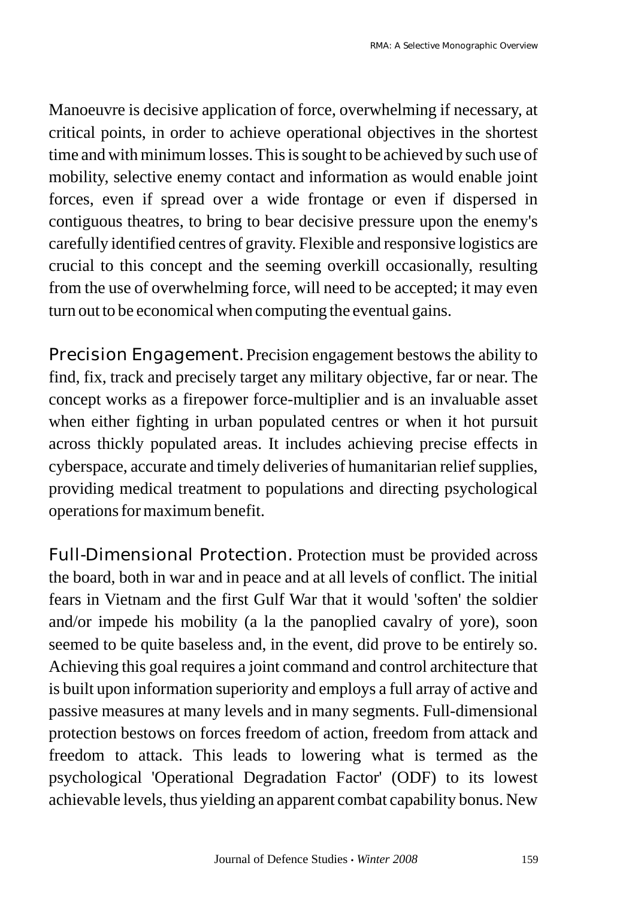Manoeuvre is decisive application of force, overwhelming if necessary, at critical points, in order to achieve operational objectives in the shortest time and with minimum losses. This is sought to be achieved by such use of mobility, selective enemy contact and information as would enable joint forces, even if spread over a wide frontage or even if dispersed in contiguous theatres, to bring to bear decisive pressure upon the enemy's carefully identified centres of gravity. Flexible and responsive logistics are crucial to this concept and the seeming overkill occasionally, resulting from the use of overwhelming force, will need to be accepted; it may even turn out to be economical when computing the eventual gains.

**Precision Engagement.** Precision engagement bestows the ability to find, fix, track and precisely target any military objective, far or near. The concept works as a firepower force-multiplier and is an invaluable asset when either fighting in urban populated centres or when it hot pursuit across thickly populated areas. It includes achieving precise effects in cyberspace, accurate and timely deliveries of humanitarian relief supplies, providing medical treatment to populations and directing psychological operations for maximum benefit.

**Full-Dimensional Protection.** Protection must be provided across the board, both in war and in peace and at all levels of conflict. The initial fears in Vietnam and the first Gulf War that it would 'soften' the soldier and/or impede his mobility (a la the panoplied cavalry of yore), soon seemed to be quite baseless and, in the event, did prove to be entirely so. Achieving this goal requires a joint command and control architecture that is built upon information superiority and employs a full array of active and passive measures at many levels and in many segments. Full-dimensional protection bestows on forces freedom of action, freedom from attack and freedom to attack. This leads to lowering what is termed as the psychological 'Operational Degradation Factor' (ODF) to its lowest achievable levels, thus yielding an apparent combat capability bonus. New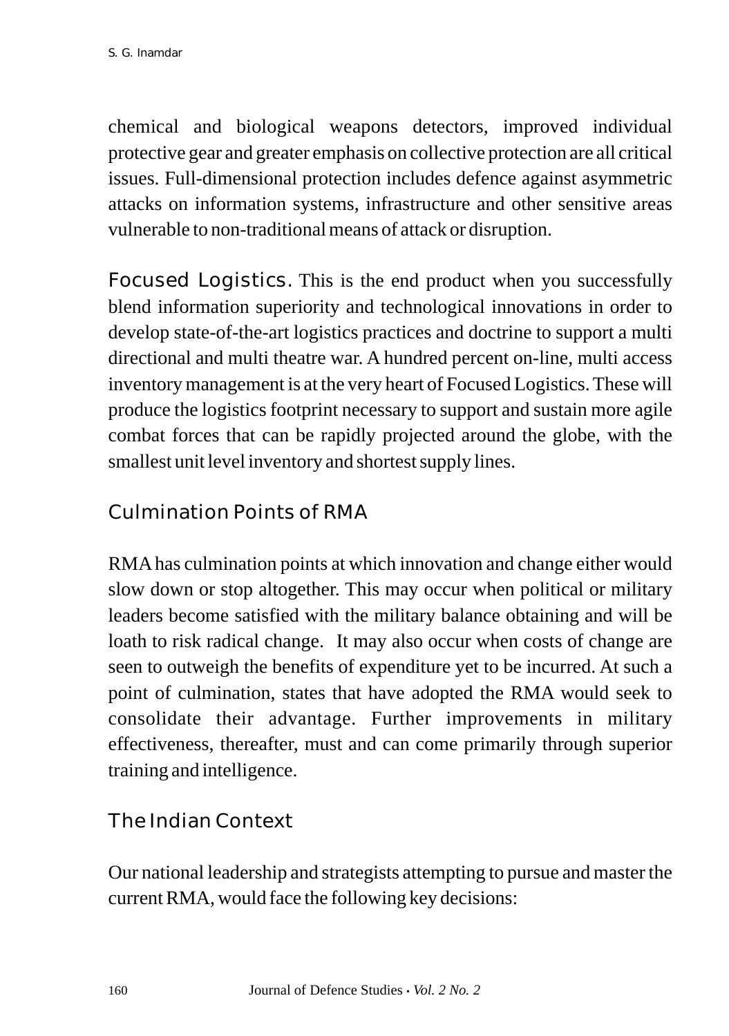chemical and biological weapons detectors, improved individual protective gear and greater emphasis on collective protection are all critical issues. Full-dimensional protection includes defence against asymmetric attacks on information systems, infrastructure and other sensitive areas vulnerable to non-traditional means of attack or disruption.

**Focused Logistics.** This is the end product when you successfully blend information superiority and technological innovations in order to develop state-of-the-art logistics practices and doctrine to support a multi directional and multi theatre war. A hundred percent on-line, multi access inventory management is at the very heart of Focused Logistics. These will produce the logistics footprint necessary to support and sustain more agile combat forces that can be rapidly projected around the globe, with the smallest unit level inventory and shortest supply lines.

## Culmination Points of RMA

RMA has culmination points at which innovation and change either would slow down or stop altogether. This may occur when political or military leaders become satisfied with the military balance obtaining and will be loath to risk radical change. It may also occur when costs of change are seen to outweigh the benefits of expenditure yet to be incurred. At such a point of culmination, states that have adopted the RMA would seek to consolidate their advantage. Further improvements in military effectiveness, thereafter, must and can come primarily through superior training and intelligence.

## The Indian Context

Our national leadership and strategists attempting to pursue and master the current RMA, would face the following key decisions: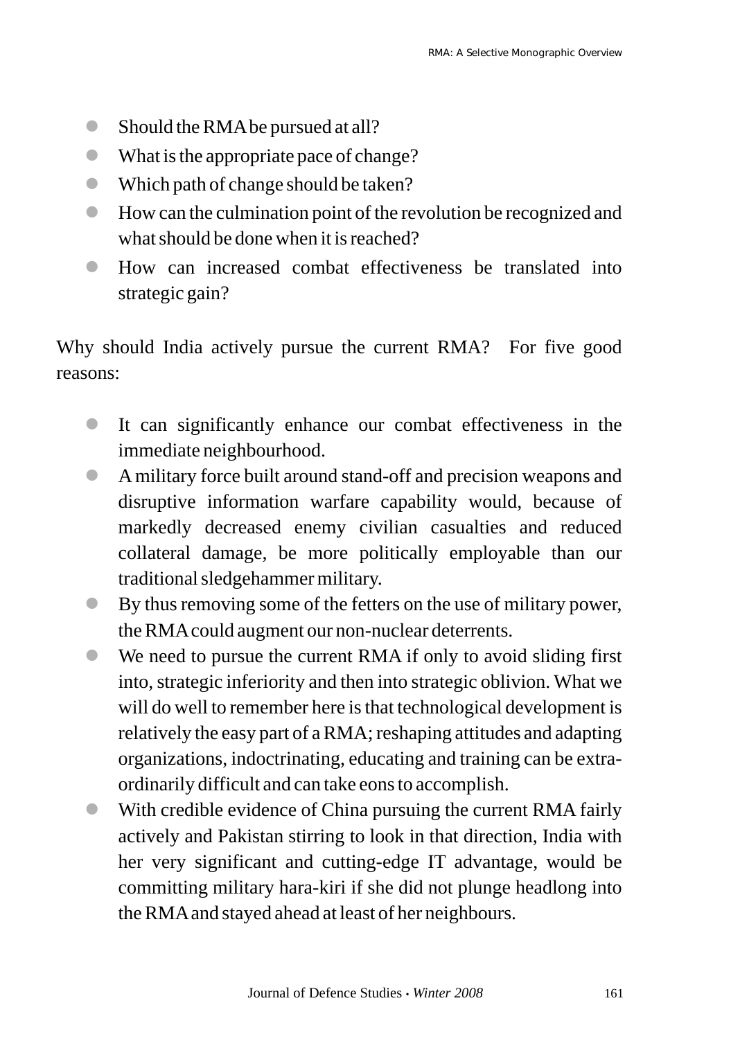- Should the RMA be pursued at all?
- What is the appropriate pace of change?
- Which path of change should be taken?
- How can the culmination point of the revolution be recognized and what should be done when it is reached?
- How can increased combat effectiveness be translated into strategic gain?

Why should India actively pursue the current RMA? For five good reasons:

- It can significantly enhance our combat effectiveness in the immediate neighbourhood.
- A military force built around stand-off and precision weapons and disruptive information warfare capability would, because of markedly decreased enemy civilian casualties and reduced collateral damage, be more politically employable than our traditional sledgehammer military.
- By thus removing some of the fetters on the use of military power, the RMA could augment our non-nuclear deterrents.
- We need to pursue the current RMA if only to avoid sliding first into, strategic inferiority and then into strategic oblivion. What we will do well to remember here is that technological development is relatively the easy part of a RMA; reshaping attitudes and adapting organizations, indoctrinating, educating and training can be extra-ordinarily difficult and can take eons to accomplish.
- With credible evidence of China pursuing the current RMA fairly actively and Pakistan stirring to look in that direction, India with her very significant and cutting-edge IT advantage, would be committing military hara-kiri if she did not plunge headlong into the RMA and stayed ahead at least of her neighbours.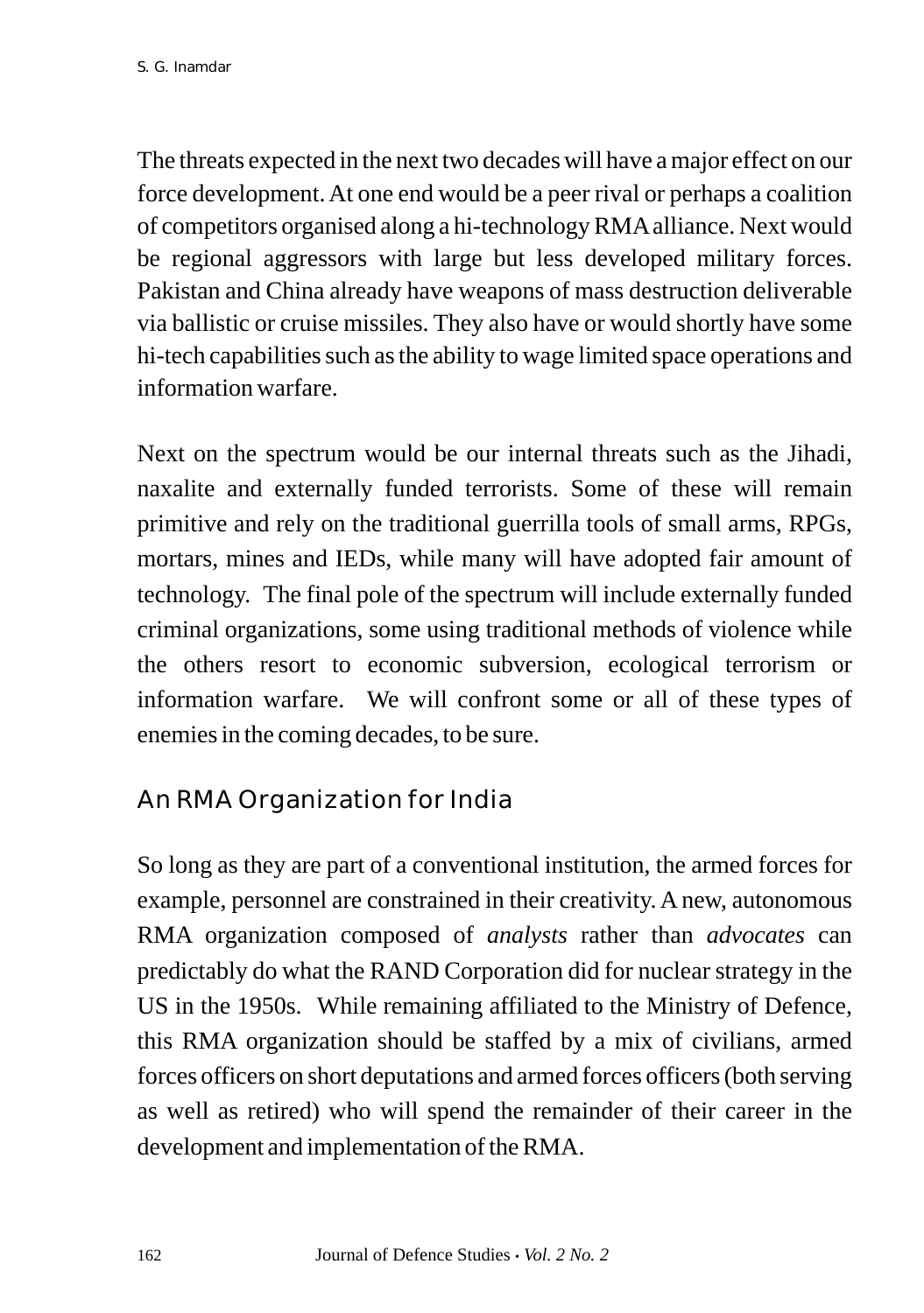The threats expected in the next two decades will have a major effect on our force development. At one end would be a peer rival or perhaps a coalition of competitors organised along a hi-technology RMA alliance. Next would be regional aggressors with large but less developed military forces. Pakistan and China already have weapons of mass destruction deliverable via ballistic or cruise missiles. They also have or would shortly have some hi-tech capabilities such as the ability to wage limited space operations and information warfare.

Next on the spectrum would be our internal threats such as the Jihadi, naxalite and externally funded terrorists. Some of these will remain primitive and rely on the traditional guerrilla tools of small arms, RPGs, mortars, mines and IEDs, while many will have adopted fair amount of technology. The final pole of the spectrum will include externally funded criminal organizations, some using traditional methods of violence while the others resort to economic subversion, ecological terrorism or information warfare. We will confront some or all of these types of enemies in the coming decades, to be sure.

## An RMA Organization for India

So long as they are part of a conventional institution, the armed forces for example, personnel are constrained in their creativity. A new, autonomous RMA organization composed of *analysts* rather than *advocates* can predictably do what the RAND Corporation did for nuclear strategy in the US in the 1950s. While remaining affiliated to the Ministry of Defence, this RMA organization should be staffed by a mix of civilians, armed forces officers on short deputations and armed forces officers (both serving as well as retired) who will spend the remainder of their career in the development and implementation of the RMA.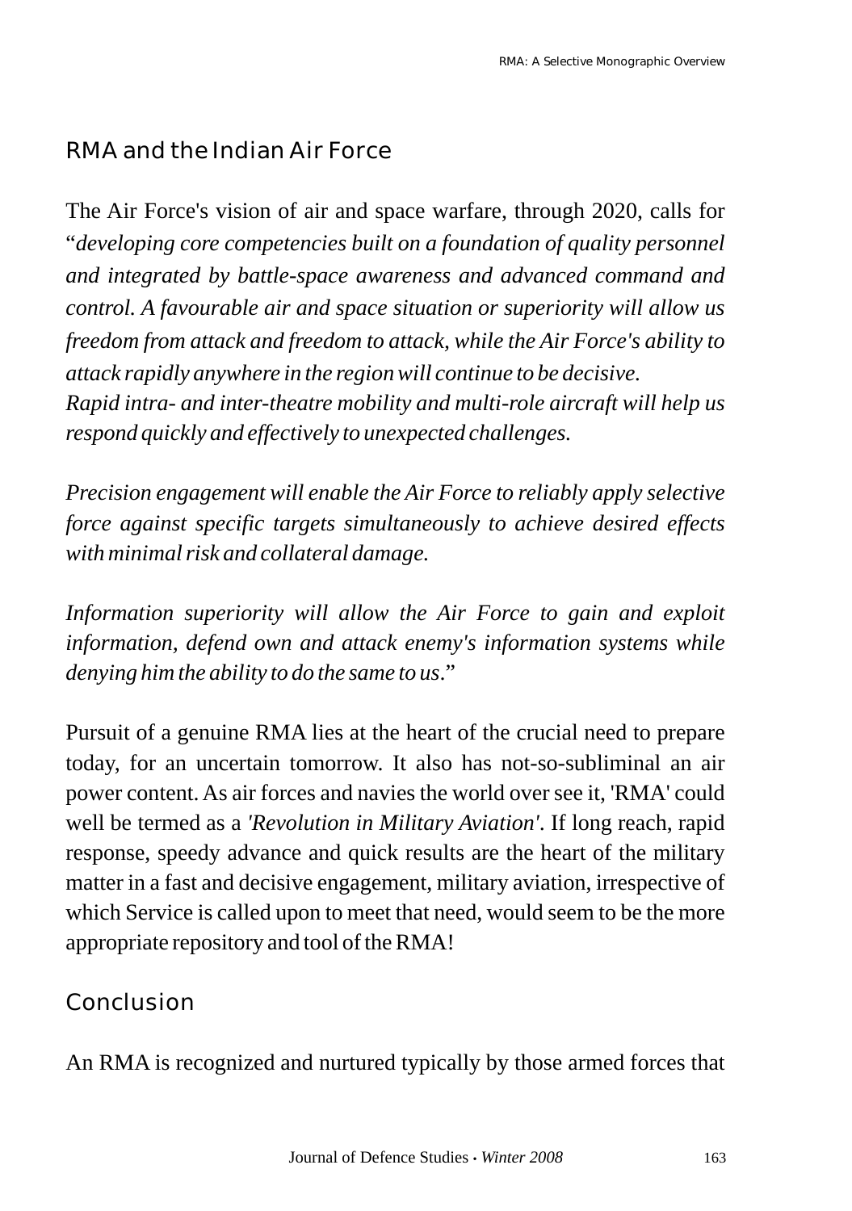## RMA and the Indian Air Force

The Air Force's vision of air and space warfare, through 2020, calls for "*developing core competencies built on a foundation of quality personnel and integrated by battle-space awareness and advanced command and control. A favourable air and space situation or superiority will allow us freedom from attack and freedom to attack, while the Air Force's ability to attack rapidly anywhere in the region will continue to be decisive. Rapid intra- and inter-theatre mobility and multi-role aircraft will help us respond quickly and effectively to unexpected challenges.*

*Precision engagement will enable the Air Force to reliably apply selective force against specific targets simultaneously to achieve desired effects with minimal risk and collateral damage.*

*Information superiority will allow the Air Force to gain and exploit information, defend own and attack enemy's information systems while denying him the ability to do the same to us*."

Pursuit of a genuine RMA lies at the heart of the crucial need to prepare today, for an uncertain tomorrow. It also has not-so-subliminal an air power content. As air forces and navies the world over see it, 'RMA' could well be termed as a *'Revolution in Military Aviation'*. If long reach, rapid response, speedy advance and quick results are the heart of the military matter in a fast and decisive engagement, military aviation, irrespective of which Service is called upon to meet that need, would seem to be the more appropriate repository and tool of the RMA!

## Conclusion

An RMA is recognized and nurtured typically by those armed forces that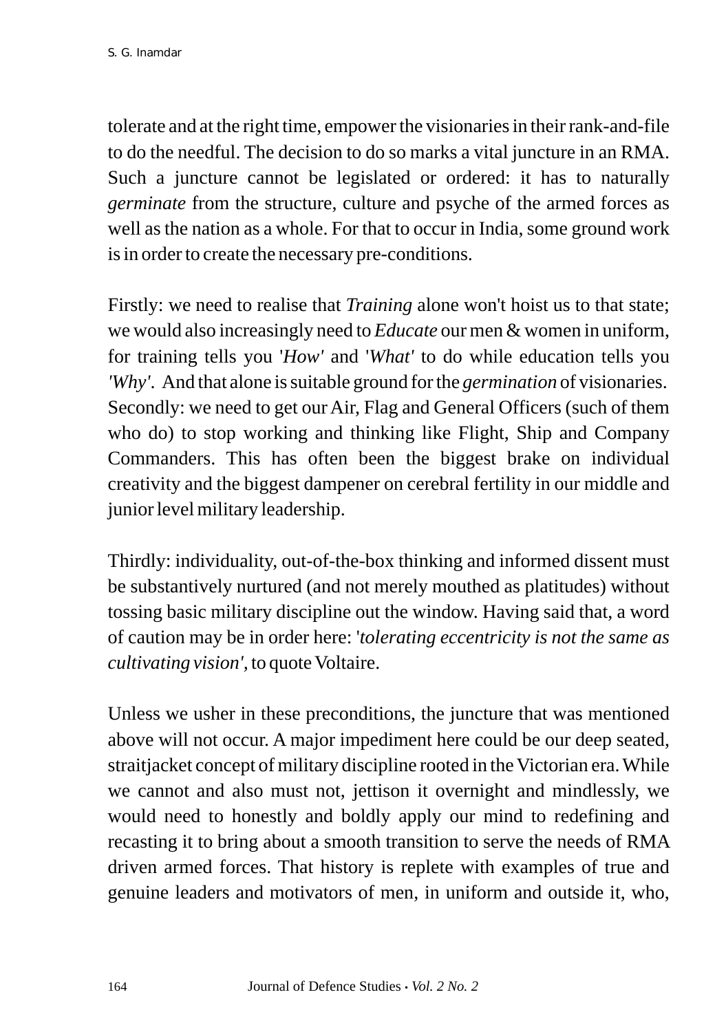tolerate and at the right time, empower the visionaries in their rank-and-file to do the needful. The decision to do so marks a vital juncture in an RMA. Such a juncture cannot be legislated or ordered: it has to naturally *germinate* from the structure, culture and psyche of the armed forces as well as the nation as a whole. For that to occur in India, some ground work is in order to create the necessary pre-conditions.

Firstly: we need to realise that *Training* alone won't hoist us to that state; we would also increasingly need to *Educate* our men & women in uniform, for training tells you '*How*' and '*What*' to do while education tells you *'Why'*. And that alone is suitable ground for the *germination* of visionaries. Secondly: we need to get our Air, Flag and General Officers (such of them who do) to stop working and thinking like Flight, Ship and Company Commanders. This has often been the biggest brake on individual creativity and the biggest dampener on cerebral fertility in our middle and junior level military leadership.

Thirdly: individuality, out-of-the-box thinking and informed dissent must be substantively nurtured (and not merely mouthed as platitudes) without tossing basic military discipline out the window. Having said that, a word of caution may be in order here: '*tolerating eccentricity is not the same as cultivating vision'*, to quote Voltaire.

Unless we usher in these preconditions, the juncture that was mentioned above will not occur. A major impediment here could be our deep seated, straitjacket concept of military discipline rooted in the Victorian era. While we cannot and also must not, jettison it overnight and mindlessly, we would need to honestly and boldly apply our mind to redefining and recasting it to bring about a smooth transition to serve the needs of RMA driven armed forces. That history is replete with examples of true and genuine leaders and motivators of men, in uniform and outside it, who,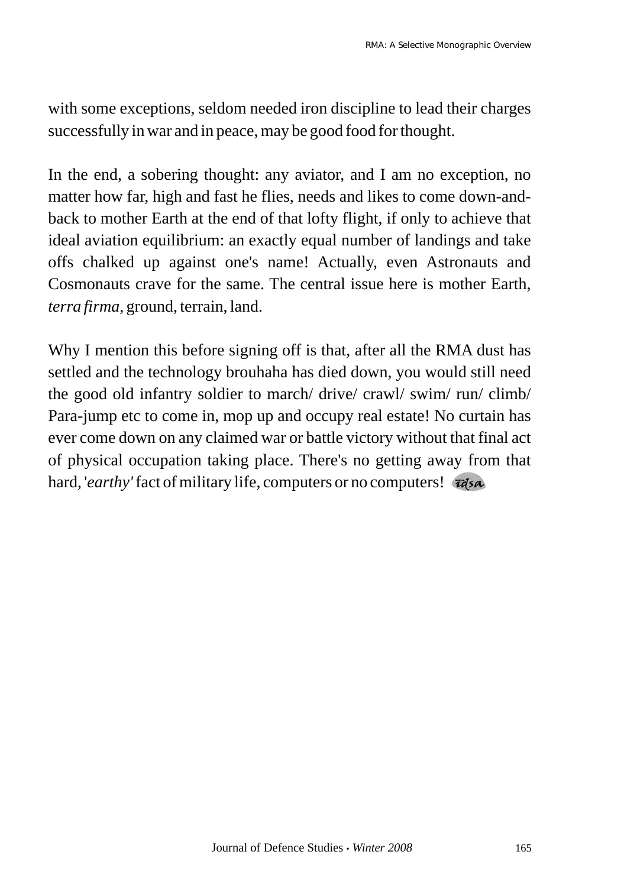with some exceptions, seldom needed iron discipline to lead their charges successfully in war and in peace, may be good food for thought.

In the end, a sobering thought: any aviator, and I am no exception, no matter how far, high and fast he flies, needs and likes to come down-and-back to mother Earth at the end of that lofty flight, if only to achieve that ideal aviation equilibrium: an exactly equal number of landings and take offs chalked up against one's name! Actually, even Astronauts and Cosmonauts crave for the same. The central issue here is mother Earth, *terra firma,* ground, terrain, land.

Why I mention this before signing off is that, after all the RMA dust has settled and the technology brouhaha has died down, you would still need the good old infantry soldier to march/ drive/ crawl/ swim/ run/ climb/ Para-jump etc to come in, mop up and occupy real estate! No curtain has ever come down on any claimed war or battle victory without that final act of physical occupation taking place. There's no getting away from that hard, '*earthy'* fact of military life, computers or no computers!